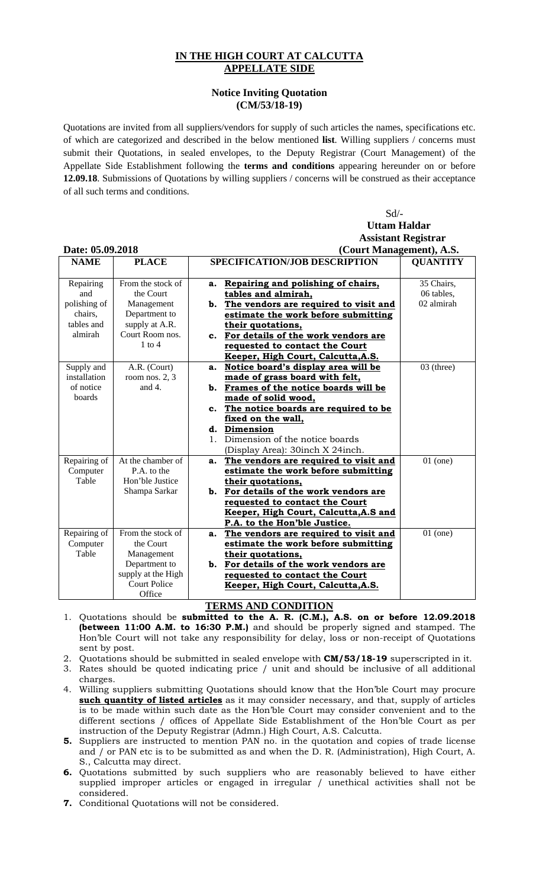## IN THE HIGH COURT AT CALCUTTA
## APPELLATE SIDE

### Notice Inviting Quotation
### (CM/53/18-19)

Quotations are invited from all suppliers/vendors for supply of such articles the names, specifications etc. of which are categorized and described in the below mentioned **list**. Willing suppliers / concerns must submit their Quotations, in sealed envelopes, to the Deputy Registrar (Court Management) of the Appellate Side Establishment following the **terms and conditions** appearing hereunder on or before **12.09.18**. Submissions of Quotations by willing suppliers / concerns will be construed as their acceptance of all such terms and conditions.

Sd/-
**Uttam Haldar**
**Assistant Registrar**
**(Court Management), A.S.**

**Date: 05.09.2018**

| NAME | PLACE | SPECIFICATION/JOB DESCRIPTION | QUANTITY |
|---|---|---|---|
| Repairing and polishing of chairs, tables and almirah | From the stock of the Court Management Department to supply at A.R. Court Room nos. 1 to 4 | **a. Repairing and polishing of chairs, tables and almirah,** **b. The vendors are required to visit and estimate the work before submitting their quotations,** **c. For details of the work vendors are requested to contact the Court Keeper, High Court, Calcutta,A.S.** | 35 Chairs, 06 tables, 02 almirah |
| Supply and installation of notice boards | A.R. (Court) room nos. 2, 3 and 4. | **a. Notice board's display area will be made of grass board with felt,** **b. Frames of the notice boards will be made of solid wood,** **c. The notice boards are required to be fixed on the wall,** **d. Dimension** 1. Dimension of the notice boards (Display Area): 30inch X 24inch. | 03 (three) |
| Repairing of Computer Table | At the chamber of P.A. to the Hon'ble Justice Shampa Sarkar | **a. The vendors are required to visit and estimate the work before submitting their quotations,** **b. For details of the work vendors are requested to contact the Court Keeper, High Court, Calcutta,A.S and P.A. to the Hon'ble Justice.** | 01 (one) |
| Repairing of Computer Table | From the stock of the Court Management Department to supply at the High Court Police Office | **a. The vendors are required to visit and estimate the work before submitting their quotations,** **b. For details of the work vendors are requested to contact the Court Keeper, High Court, Calcutta,A.S.** | 01 (one) |

### TERMS AND CONDITION

1. Quotations should be **submitted to the A. R. (C.M.), A.S. on or before 12.09.2018 (between 11:00 A.M. to 16:30 P.M.)** and should be properly signed and stamped. The Hon'ble Court will not take any responsibility for delay, loss or non-receipt of Quotations sent by post.
2. Quotations should be submitted in sealed envelope with **CM/53/18-19** superscripted in it.
3. Rates should be quoted indicating price / unit and should be inclusive of all additional charges.
4. Willing suppliers submitting Quotations should know that the Hon'ble Court may procure **such quantity of listed articles** as it may consider necessary, and that, supply of articles is to be made within such date as the Hon'ble Court may consider convenient and to the different sections / offices of Appellate Side Establishment of the Hon'ble Court as per instruction of the Deputy Registrar (Admn.) High Court, A.S. Calcutta.
5. Suppliers are instructed to mention PAN no. in the quotation and copies of trade license and / or PAN etc is to be submitted as and when the D. R. (Administration), High Court, A. S., Calcutta may direct.
6. Quotations submitted by such suppliers who are reasonably believed to have either supplied improper articles or engaged in irregular / unethical activities shall not be considered.
7. Conditional Quotations will not be considered.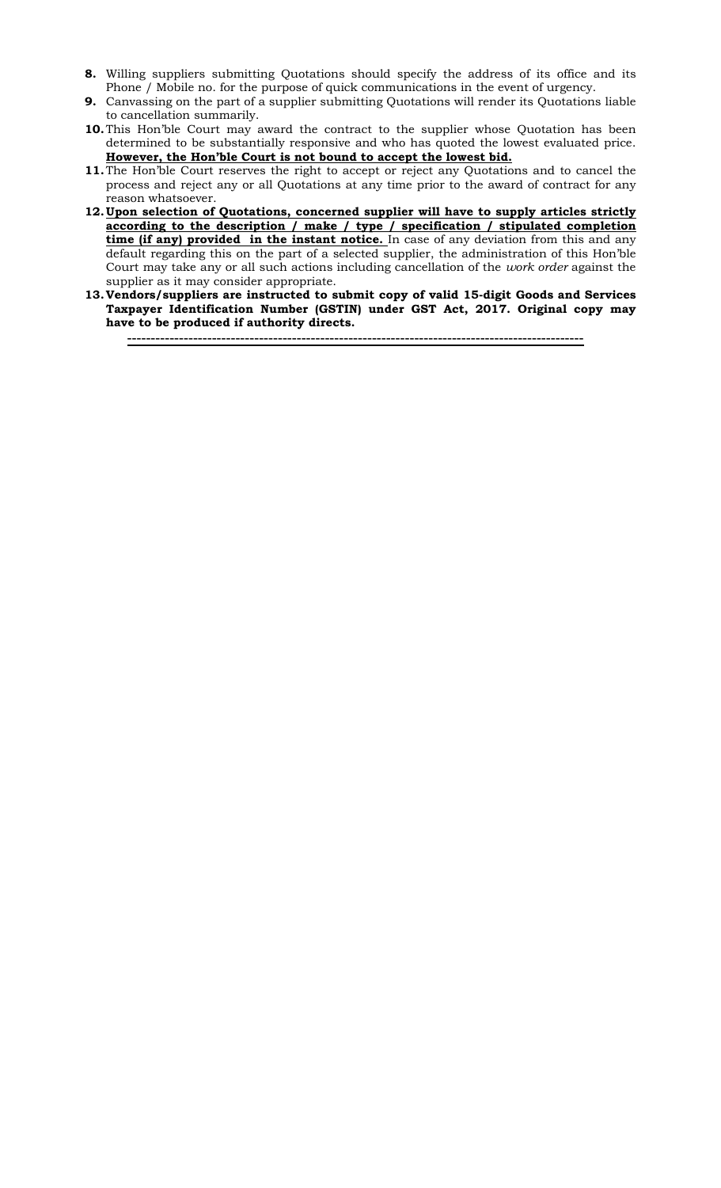8. Willing suppliers submitting Quotations should specify the address of its office and its Phone / Mobile no. for the purpose of quick communications in the event of urgency.
9. Canvassing on the part of a supplier submitting Quotations will render its Quotations liable to cancellation summarily.
10. This Hon'ble Court may award the contract to the supplier whose Quotation has been determined to be substantially responsive and who has quoted the lowest evaluated price. **However, the Hon'ble Court is not bound to accept the lowest bid.**
11. The Hon'ble Court reserves the right to accept or reject any Quotations and to cancel the process and reject any or all Quotations at any time prior to the award of contract for any reason whatsoever.
12. **Upon selection of Quotations, concerned supplier will have to supply articles strictly according to the description / make / type / specification / stipulated completion time (if any) provided in the instant notice.** In case of any deviation from this and any default regarding this on the part of a selected supplier, the administration of this Hon'ble Court may take any or all such actions including cancellation of the *work order* against the supplier as it may consider appropriate.
13. **Vendors/suppliers are instructed to submit copy of valid 15-digit Goods and Services Taxpayer Identification Number (GSTIN) under GST Act, 2017. Original copy may have to be produced if authority directs.**

---